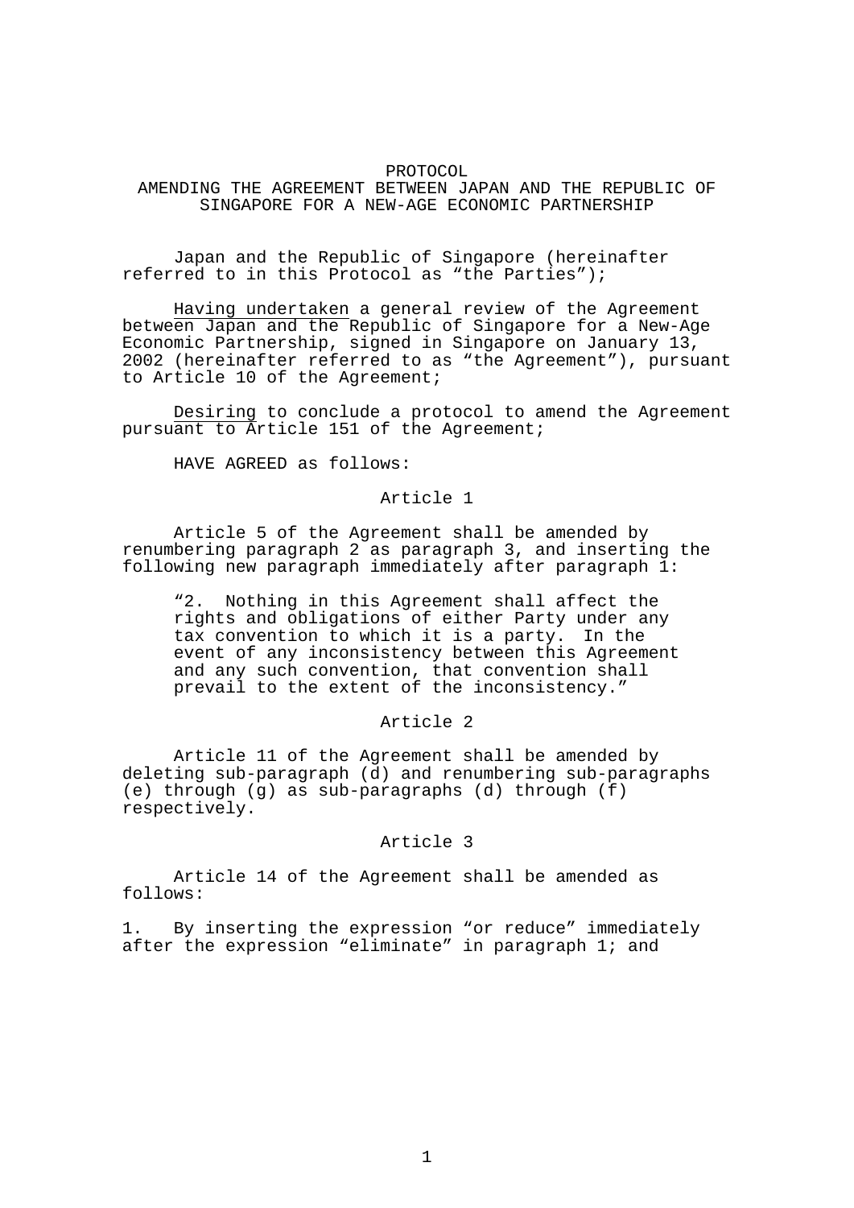# PROTOCOL
# AMENDING THE AGREEMENT BETWEEN JAPAN AND THE REPUBLIC OF SINGAPORE FOR A NEW-AGE ECONOMIC PARTNERSHIP

Japan and the Republic of Singapore (hereinafter referred to in this Protocol as “the Parties”);

Having undertaken a general review of the Agreement between Japan and the Republic of Singapore for a New-Age Economic Partnership, signed in Singapore on January 13, 2002 (hereinafter referred to as “the Agreement”), pursuant to Article 10 of the Agreement;

Desiring to conclude a protocol to amend the Agreement pursuant to Article 151 of the Agreement;

HAVE AGREED as follows:

## Article 1

Article 5 of the Agreement shall be amended by renumbering paragraph 2 as paragraph 3, and inserting the following new paragraph immediately after paragraph 1:

> “2. Nothing in this Agreement shall affect the rights and obligations of either Party under any tax convention to which it is a party. In the event of any inconsistency between this Agreement and any such convention, that convention shall prevail to the extent of the inconsistency.”

## Article 2

Article 11 of the Agreement shall be amended by deleting sub-paragraph (d) and renumbering sub-paragraphs (e) through (g) as sub-paragraphs (d) through (f) respectively.

## Article 3

Article 14 of the Agreement shall be amended as follows:

1. By inserting the expression “or reduce” immediately after the expression “eliminate” in paragraph 1; and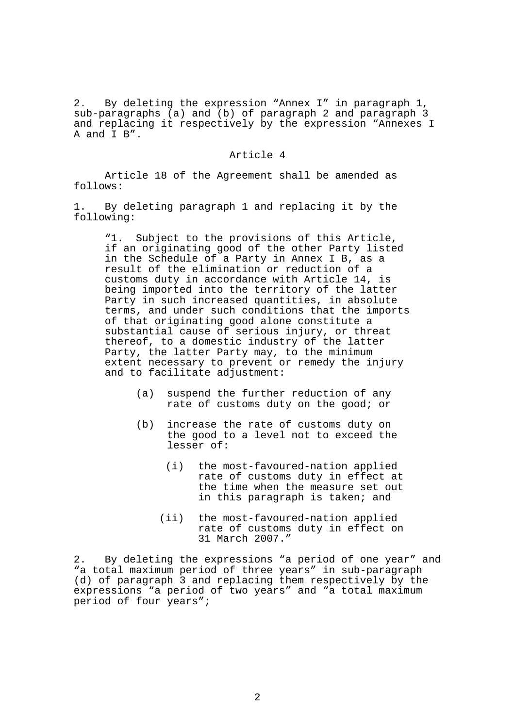2. By deleting the expression “Annex I” in paragraph 1, sub-paragraphs (a) and (b) of paragraph 2 and paragraph 3 and replacing it respectively by the expression “Annexes I A and I B”.

Article 4

Article 18 of the Agreement shall be amended as follows:

1. By deleting paragraph 1 and replacing it by the following:

> “1. Subject to the provisions of this Article, if an originating good of the other Party listed in the Schedule of a Party in Annex I B, as a result of the elimination or reduction of a customs duty in accordance with Article 14, is being imported into the territory of the latter Party in such increased quantities, in absolute terms, and under such conditions that the imports of that originating good alone constitute a substantial cause of serious injury, or threat thereof, to a domestic industry of the latter Party, the latter Party may, to the minimum extent necessary to prevent or remedy the injury and to facilitate adjustment:
>
> (a) suspend the further reduction of any rate of customs duty on the good; or
>
> (b) increase the rate of customs duty on the good to a level not to exceed the lesser of:
>
> (i) the most-favoured-nation applied rate of customs duty in effect at the time when the measure set out in this paragraph is taken; and
>
> (ii) the most-favoured-nation applied rate of customs duty in effect on 31 March 2007.”

2. By deleting the expressions “a period of one year” and “a total maximum period of three years” in sub-paragraph (d) of paragraph 3 and replacing them respectively by the expressions “a period of two years” and “a total maximum period of four years”;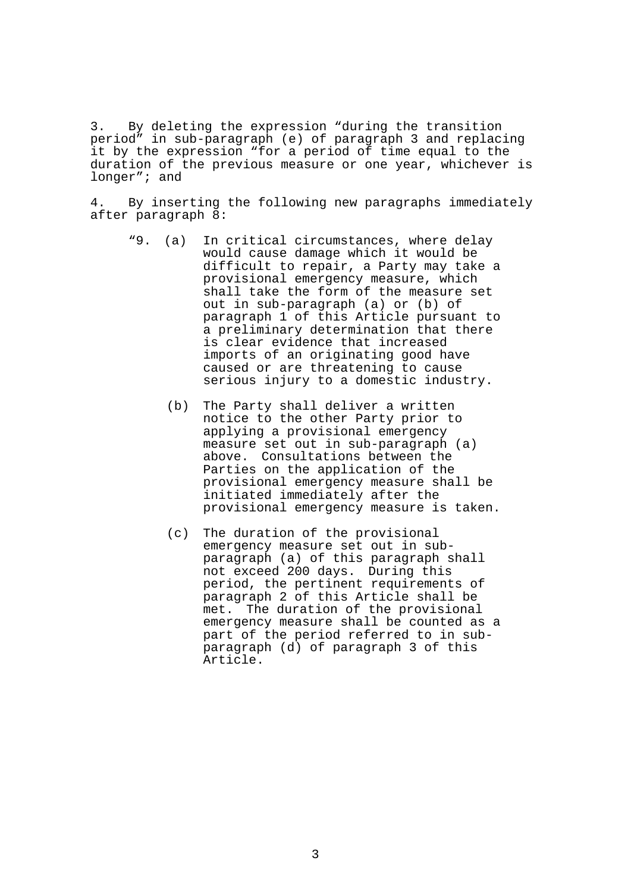3. By deleting the expression "during the transition period" in sub-paragraph (e) of paragraph 3 and replacing it by the expression "for a period of time equal to the duration of the previous measure or one year, whichever is longer"; and

4. By inserting the following new paragraphs immediately after paragraph 8:

> "9. (a) In critical circumstances, where delay would cause damage which it would be difficult to repair, a Party may take a provisional emergency measure, which shall take the form of the measure set out in sub-paragraph (a) or (b) of paragraph 1 of this Article pursuant to a preliminary determination that there is clear evidence that increased imports of an originating good have caused or are threatening to cause serious injury to a domestic industry.
>
> (b) The Party shall deliver a written notice to the other Party prior to applying a provisional emergency measure set out in sub-paragraph (a) above. Consultations between the Parties on the application of the provisional emergency measure shall be initiated immediately after the provisional emergency measure is taken.
>
> (c) The duration of the provisional emergency measure set out in sub-paragraph (a) of this paragraph shall not exceed 200 days. During this period, the pertinent requirements of paragraph 2 of this Article shall be met. The duration of the provisional emergency measure shall be counted as a part of the period referred to in sub-paragraph (d) of paragraph 3 of this Article.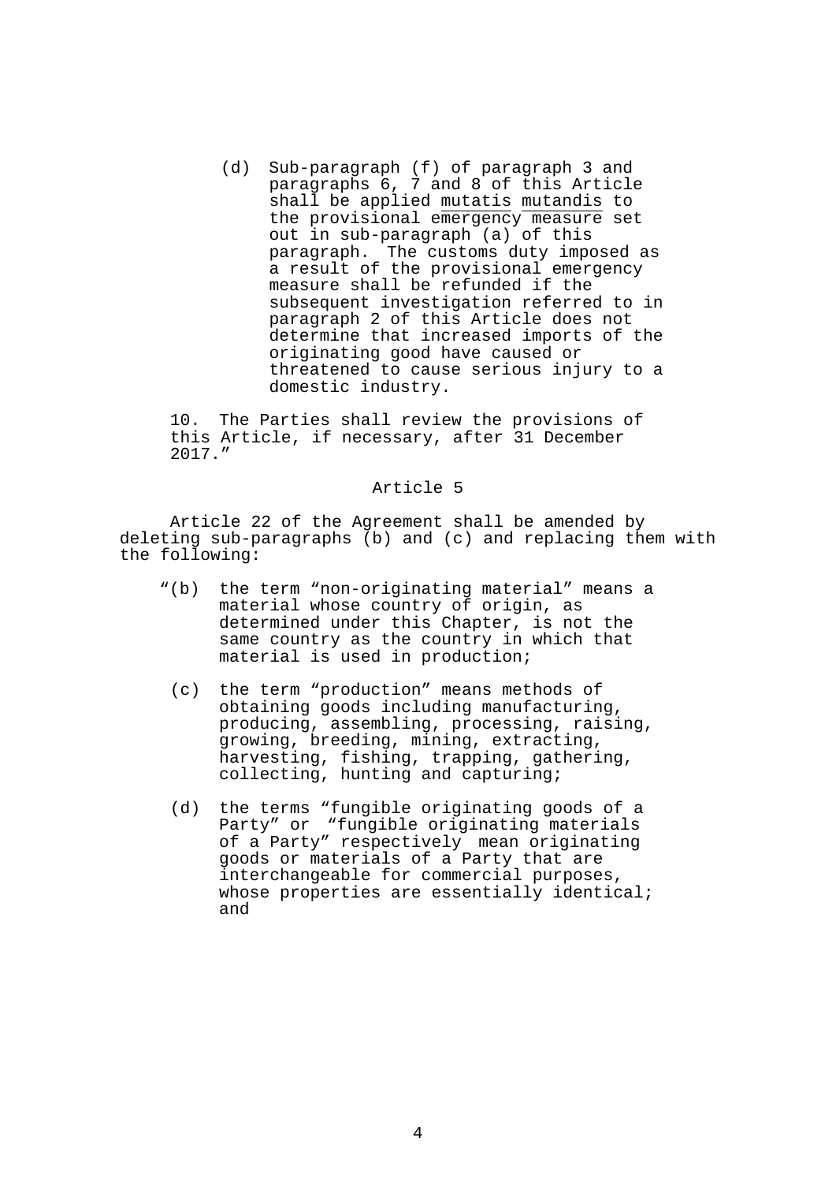(d) Sub-paragraph (f) of paragraph 3 and paragraphs 6, 7 and 8 of this Article shall be applied mutatis mutandis to the provisional emergency measure set out in sub-paragraph (a) of this paragraph. The customs duty imposed as a result of the provisional emergency measure shall be refunded if the subsequent investigation referred to in paragraph 2 of this Article does not determine that increased imports of the originating good have caused or threatened to cause serious injury to a domestic industry.

10. The Parties shall review the provisions of this Article, if necessary, after 31 December 2017."

Article 5

Article 22 of the Agreement shall be amended by deleting sub-paragraphs (b) and (c) and replacing them with the following:

"(b) the term "non-originating material" means a material whose country of origin, as determined under this Chapter, is not the same country as the country in which that material is used in production;

(c) the term "production" means methods of obtaining goods including manufacturing, producing, assembling, processing, raising, growing, breeding, mining, extracting, harvesting, fishing, trapping, gathering, collecting, hunting and capturing;

(d) the terms "fungible originating goods of a Party" or "fungible originating materials of a Party" respectively mean originating goods or materials of a Party that are interchangeable for commercial purposes, whose properties are essentially identical; and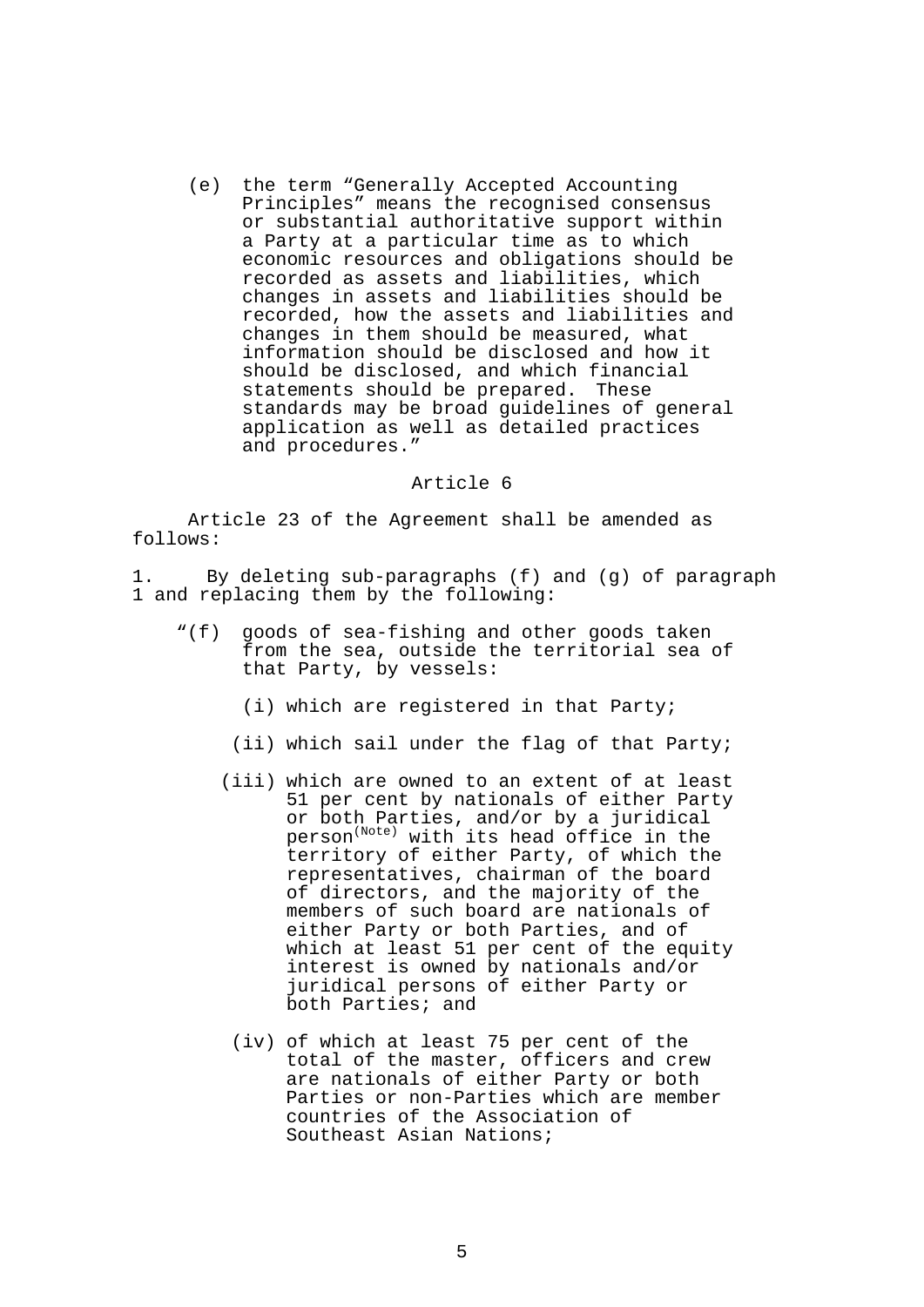(e) the term “Generally Accepted Accounting Principles” means the recognised consensus or substantial authoritative support within a Party at a particular time as to which economic resources and obligations should be recorded as assets and liabilities, which changes in assets and liabilities should be recorded, how the assets and liabilities and changes in them should be measured, what information should be disclosed and how it should be disclosed, and which financial statements should be prepared. These standards may be broad guidelines of general application as well as detailed practices and procedures.”

Article 6

Article 23 of the Agreement shall be amended as follows:

1. By deleting sub-paragraphs (f) and (g) of paragraph 1 and replacing them by the following:

“(f) goods of sea-fishing and other goods taken from the sea, outside the territorial sea of that Party, by vessels:

(i) which are registered in that Party;

(ii) which sail under the flag of that Party;

(iii) which are owned to an extent of at least 51 per cent by nationals of either Party or both Parties, and/or by a juridical person[(Note)] with its head office in the territory of either Party, of which the representatives, chairman of the board of directors, and the majority of the members of such board are nationals of either Party or both Parties, and of which at least 51 per cent of the equity interest is owned by nationals and/or juridical persons of either Party or both Parties; and

(iv) of which at least 75 per cent of the total of the master, officers and crew are nationals of either Party or both Parties or non-Parties which are member countries of the Association of Southeast Asian Nations;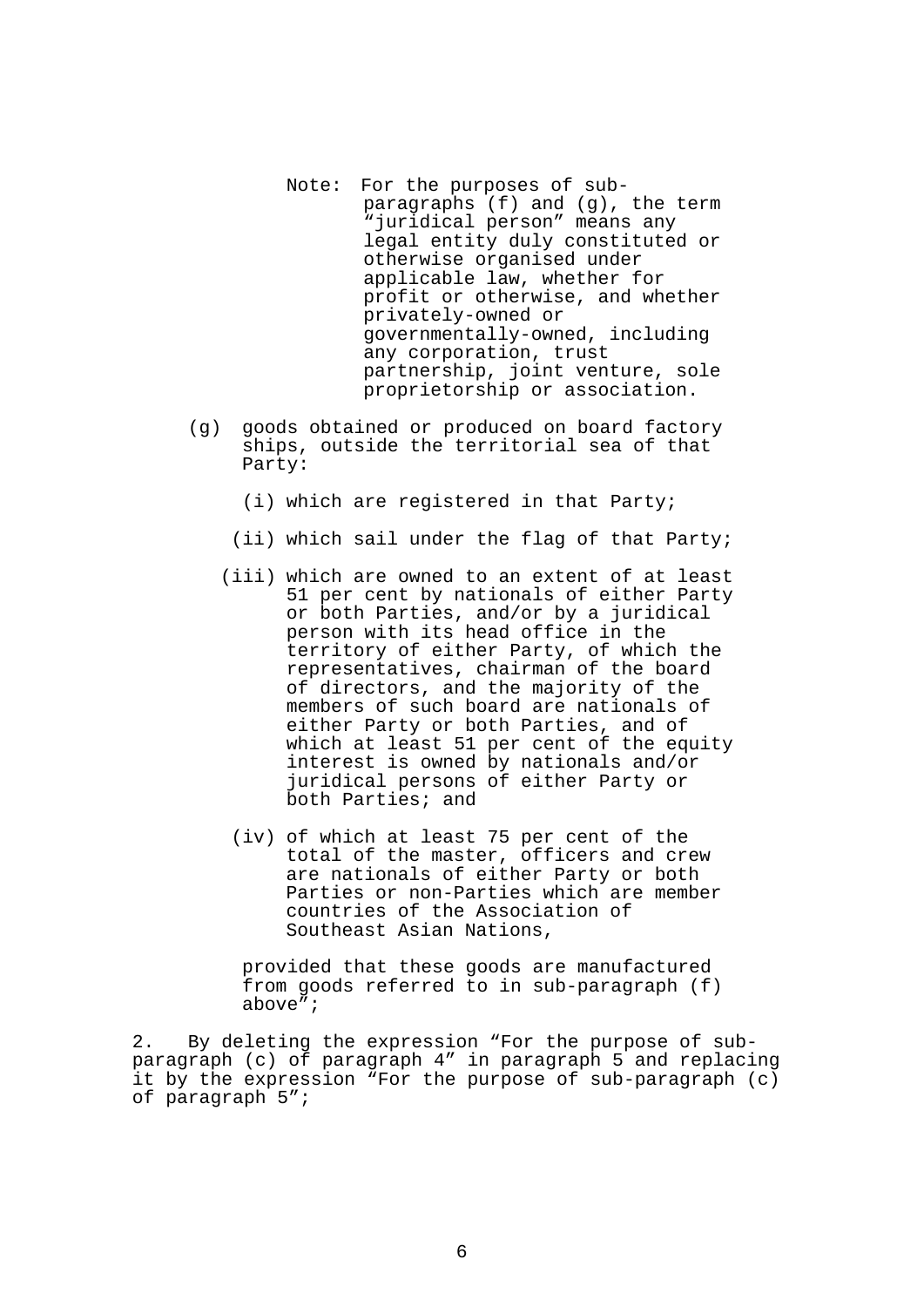Note: For the purposes of sub-paragraphs (f) and (g), the term "juridical person" means any legal entity duly constituted or otherwise organised under applicable law, whether for profit or otherwise, and whether privately-owned or governmentally-owned, including any corporation, trust partnership, joint venture, sole proprietorship or association.

(g) goods obtained or produced on board factory ships, outside the territorial sea of that Party:

(i) which are registered in that Party;

(ii) which sail under the flag of that Party;

(iii) which are owned to an extent of at least 51 per cent by nationals of either Party or both Parties, and/or by a juridical person with its head office in the territory of either Party, of which the representatives, chairman of the board of directors, and the majority of the members of such board are nationals of either Party or both Parties, and of which at least 51 per cent of the equity interest is owned by nationals and/or juridical persons of either Party or both Parties; and

(iv) of which at least 75 per cent of the total of the master, officers and crew are nationals of either Party or both Parties or non-Parties which are member countries of the Association of Southeast Asian Nations,

provided that these goods are manufactured from goods referred to in sub-paragraph (f) above";

2. By deleting the expression "For the purpose of sub-paragraph (c) of paragraph 4" in paragraph 5 and replacing it by the expression "For the purpose of sub-paragraph (c) of paragraph 5";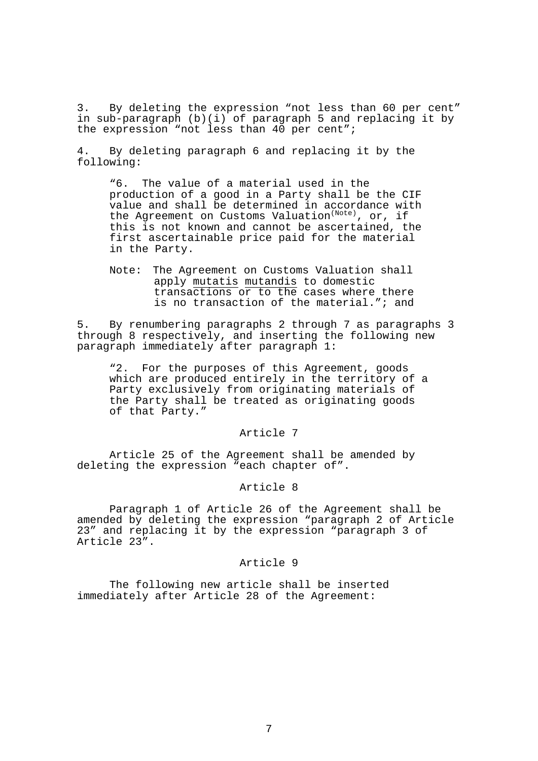3. By deleting the expression “not less than 60 per cent” in sub-paragraph (b)(i) of paragraph 5 and replacing it by the expression “not less than 40 per cent”;

4. By deleting paragraph 6 and replacing it by the following:

> “6. The value of a material used in the production of a good in a Party shall be the CIF value and shall be determined in accordance with the Agreement on Customs Valuation[(Note)], or, if this is not known and cannot be ascertained, the first ascertainable price paid for the material in the Party.
>
> Note: The Agreement on Customs Valuation shall apply mutatis mutandis to domestic transactions or to the cases where there is no transaction of the material.”; and

5. By renumbering paragraphs 2 through 7 as paragraphs 3 through 8 respectively, and inserting the following new paragraph immediately after paragraph 1:

> “2. For the purposes of this Agreement, goods which are produced entirely in the territory of a Party exclusively from originating materials of the Party shall be treated as originating goods of that Party.”

Article 7

Article 25 of the Agreement shall be amended by deleting the expression “each chapter of”.

Article 8

Paragraph 1 of Article 26 of the Agreement shall be amended by deleting the expression “paragraph 2 of Article 23” and replacing it by the expression “paragraph 3 of Article 23”.

Article 9

The following new article shall be inserted immediately after Article 28 of the Agreement: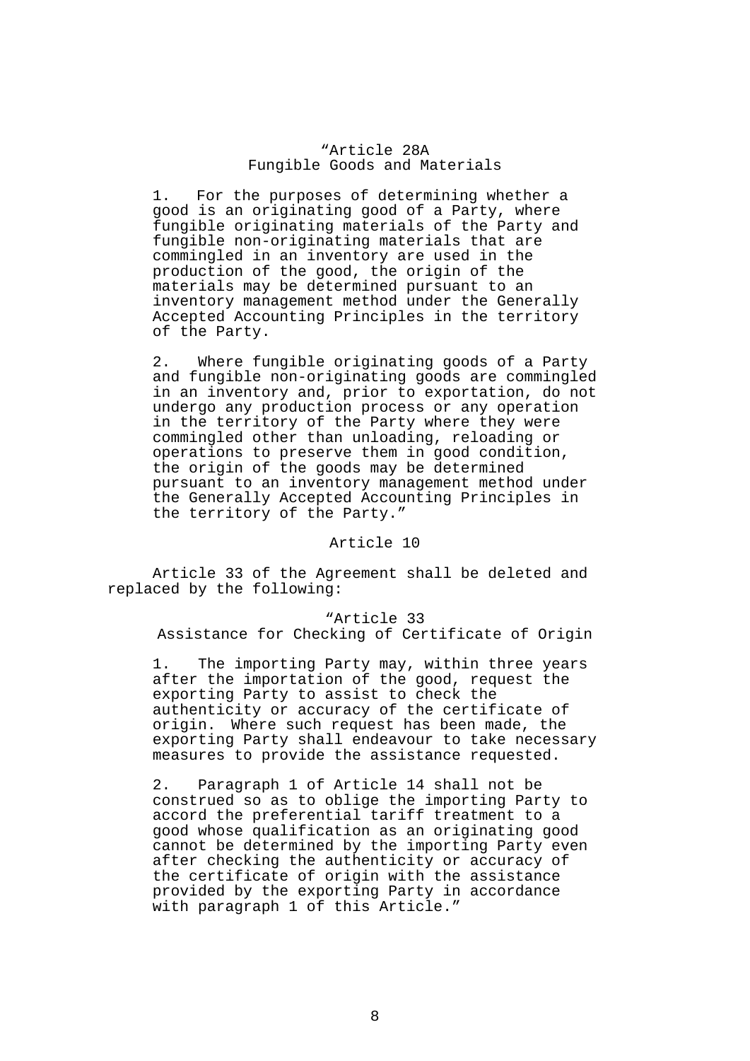"Article 28A
Fungible Goods and Materials

1. For the purposes of determining whether a good is an originating good of a Party, where fungible originating materials of the Party and fungible non-originating materials that are commingled in an inventory are used in the production of the good, the origin of the materials may be determined pursuant to an inventory management method under the Generally Accepted Accounting Principles in the territory of the Party.

2. Where fungible originating goods of a Party and fungible non-originating goods are commingled in an inventory and, prior to exportation, do not undergo any production process or any operation in the territory of the Party where they were commingled other than unloading, reloading or operations to preserve them in good condition, the origin of the goods may be determined pursuant to an inventory management method under the Generally Accepted Accounting Principles in the territory of the Party."

Article 10

Article 33 of the Agreement shall be deleted and replaced by the following:

"Article 33
Assistance for Checking of Certificate of Origin

1. The importing Party may, within three years after the importation of the good, request the exporting Party to assist to check the authenticity or accuracy of the certificate of origin. Where such request has been made, the exporting Party shall endeavour to take necessary measures to provide the assistance requested.

2. Paragraph 1 of Article 14 shall not be construed so as to oblige the importing Party to accord the preferential tariff treatment to a good whose qualification as an originating good cannot be determined by the importing Party even after checking the authenticity or accuracy of the certificate of origin with the assistance provided by the exporting Party in accordance with paragraph 1 of this Article."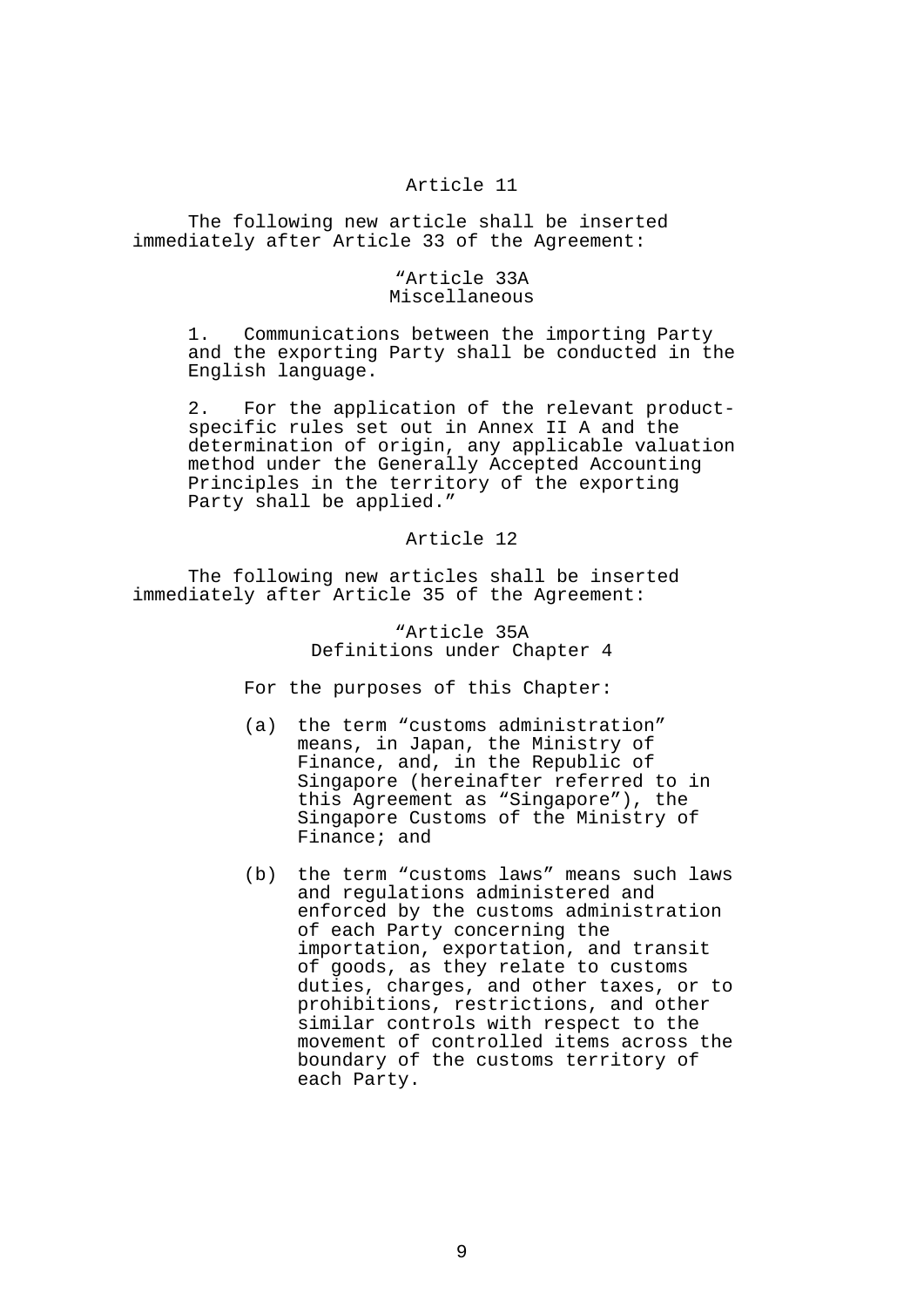## Article 11

The following new article shall be inserted immediately after Article 33 of the Agreement:

> "Article 33A
> Miscellaneous
>
> 1. Communications between the importing Party and the exporting Party shall be conducted in the English language.
>
> 2. For the application of the relevant product-specific rules set out in Annex II A and the determination of origin, any applicable valuation method under the Generally Accepted Accounting Principles in the territory of the exporting Party shall be applied."

## Article 12

The following new articles shall be inserted immediately after Article 35 of the Agreement:

> "Article 35A
> Definitions under Chapter 4
>
> For the purposes of this Chapter:
>
> (a) the term "customs administration" means, in Japan, the Ministry of Finance, and, in the Republic of Singapore (hereinafter referred to in this Agreement as "Singapore"), the Singapore Customs of the Ministry of Finance; and
>
> (b) the term "customs laws" means such laws and regulations administered and enforced by the customs administration of each Party concerning the importation, exportation, and transit of goods, as they relate to customs duties, charges, and other taxes, or to prohibitions, restrictions, and other similar controls with respect to the movement of controlled items across the boundary of the customs territory of each Party.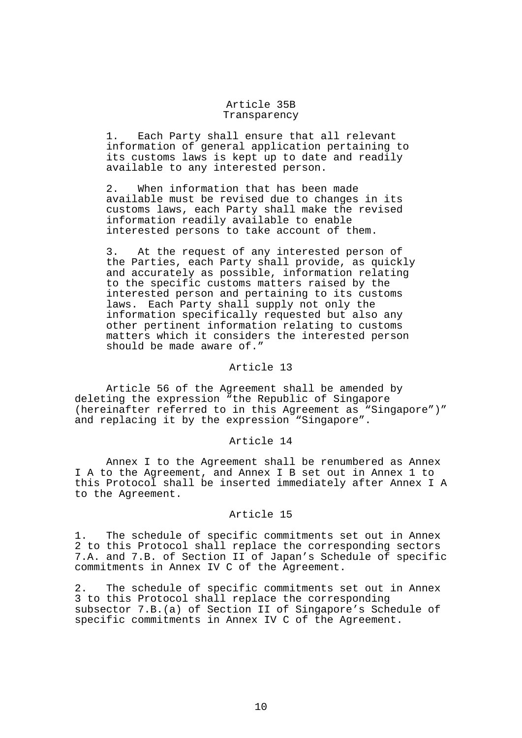### Article 35B
### Transparency

1. Each Party shall ensure that all relevant information of general application pertaining to its customs laws is kept up to date and readily available to any interested person.

2. When information that has been made available must be revised due to changes in its customs laws, each Party shall make the revised information readily available to enable interested persons to take account of them.

3. At the request of any interested person of the Parties, each Party shall provide, as quickly and accurately as possible, information relating to the specific customs matters raised by the interested person and pertaining to its customs laws. Each Party shall supply not only the information specifically requested but also any other pertinent information relating to customs matters which it considers the interested person should be made aware of."

## Article 13

Article 56 of the Agreement shall be amended by deleting the expression "the Republic of Singapore (hereinafter referred to in this Agreement as "Singapore")" and replacing it by the expression "Singapore".

## Article 14

Annex I to the Agreement shall be renumbered as Annex I A to the Agreement, and Annex I B set out in Annex 1 to this Protocol shall be inserted immediately after Annex I A to the Agreement.

## Article 15

1. The schedule of specific commitments set out in Annex 2 to this Protocol shall replace the corresponding sectors 7.A. and 7.B. of Section II of Japan's Schedule of specific commitments in Annex IV C of the Agreement.

2. The schedule of specific commitments set out in Annex 3 to this Protocol shall replace the corresponding subsector 7.B.(a) of Section II of Singapore's Schedule of specific commitments in Annex IV C of the Agreement.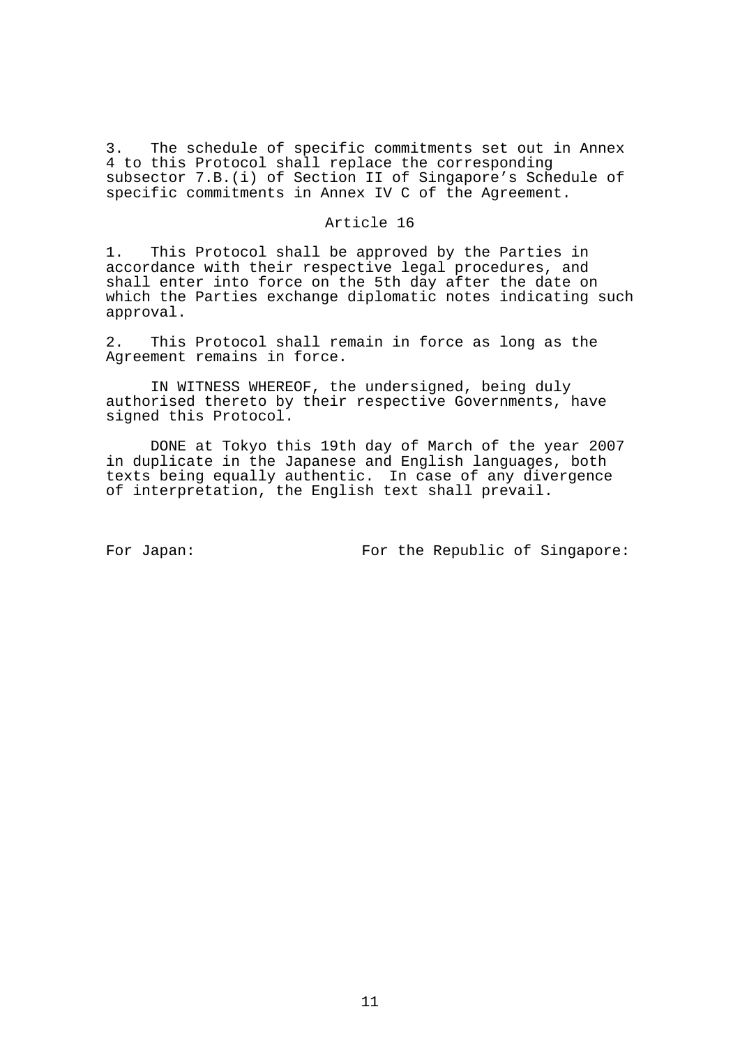3. The schedule of specific commitments set out in Annex 4 to this Protocol shall replace the corresponding subsector 7.B.(i) of Section II of Singapore's Schedule of specific commitments in Annex IV C of the Agreement.

Article 16

1. This Protocol shall be approved by the Parties in accordance with their respective legal procedures, and shall enter into force on the 5th day after the date on which the Parties exchange diplomatic notes indicating such approval.

2. This Protocol shall remain in force as long as the Agreement remains in force.

IN WITNESS WHEREOF, the undersigned, being duly authorised thereto by their respective Governments, have signed this Protocol.

DONE at Tokyo this 19th day of March of the year 2007 in duplicate in the Japanese and English languages, both texts being equally authentic. In case of any divergence of interpretation, the English text shall prevail.

For Japan: For the Republic of Singapore: